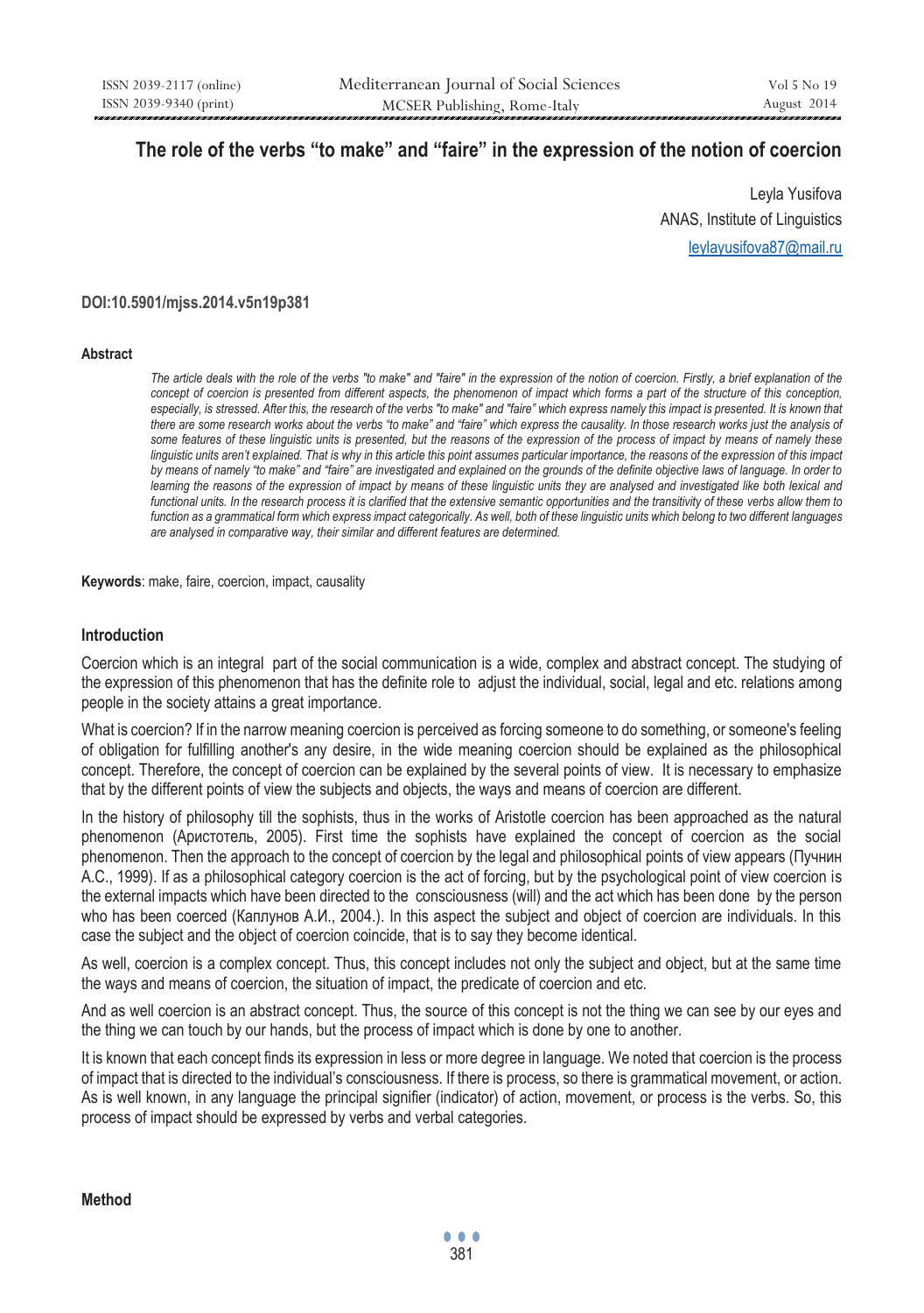# The role of the verbs "to make" and "faire" in the expression of the notion of coercion

Leyla Yusifova

ANAS, Institute of Linguistics

leylayusifova87@mail.ru

**DOI:10.5901/mjss.2014.v5n19p381**

### Abstract

*The article deals with the role of the verbs "to make" and "faire" in the expression of the notion of coercion. Firstly, a brief explanation of the concept of coercion is presented from different aspects, the phenomenon of impact which forms a part of the structure of this conception, especially, is stressed. After this, the research of the verbs "to make" and "faire" which express namely this impact is presented. It is known that there are some research works about the verbs "to make" and "faire" which express the causality. In those research works just the analysis of some features of these linguistic units is presented, but the reasons of the expression of the process of impact by means of namely these linguistic units aren't explained. That is why in this article this point assumes particular importance, the reasons of the expression of this impact by means of namely "to make" and "faire" are investigated and explained on the grounds of the definite objective laws of language. In order to learning the reasons of the expression of impact by means of these linguistic units they are analysed and investigated like both lexical and functional units. In the research process it is clarified that the extensive semantic opportunities and the transitivity of these verbs allow them to function as a grammatical form which express impact categorically. As well, both of these linguistic units which belong to two different languages are analysed in comparative way, their similar and different features are determined.*

**Keywords**: make, faire, coercion, impact, causality

### Introduction

Coercion which is an integral part of the social communication is a wide, complex and abstract concept. The studying of the expression of this phenomenon that has the definite role to adjust the individual, social, legal and etc. relations among people in the society attains a great importance.

What is coercion? If in the narrow meaning coercion is perceived as forcing someone to do something, or someone's feeling of obligation for fulfilling another's any desire, in the wide meaning coercion should be explained as the philosophical concept. Therefore, the concept of coercion can be explained by the several points of view. It is necessary to emphasize that by the different points of view the subjects and objects, the ways and means of coercion are different.

In the history of philosophy till the sophists, thus in the works of Aristotle coercion has been approached as the natural phenomenon (Аристотель, 2005). First time the sophists have explained the concept of coercion as the social phenomenon. Then the approach to the concept of coercion by the legal and philosophical points of view appears (Пучнин А.С., 1999). If as a philosophical category coercion is the act of forcing, but by the psychological point of view coercion is the external impacts which have been directed to the consciousness (will) and the act which has been done by the person who has been coerced (Каплунов А.И., 2004.). In this aspect the subject and object of coercion are individuals. In this case the subject and the object of coercion coincide, that is to say they become identical.

As well, coercion is a complex concept. Thus, this concept includes not only the subject and object, but at the same time the ways and means of coercion, the situation of impact, the predicate of coercion and etc.

And as well coercion is an abstract concept. Thus, the source of this concept is not the thing we can see by our eyes and the thing we can touch by our hands, but the process of impact which is done by one to another.

It is known that each concept finds its expression in less or more degree in language. We noted that coercion is the process of impact that is directed to the individual's consciousness. If there is process, so there is grammatical movement, or action. As is well known, in any language the principal signifier (indicator) of action, movement, or process is the verbs. So, this process of impact should be expressed by verbs and verbal categories.

### Method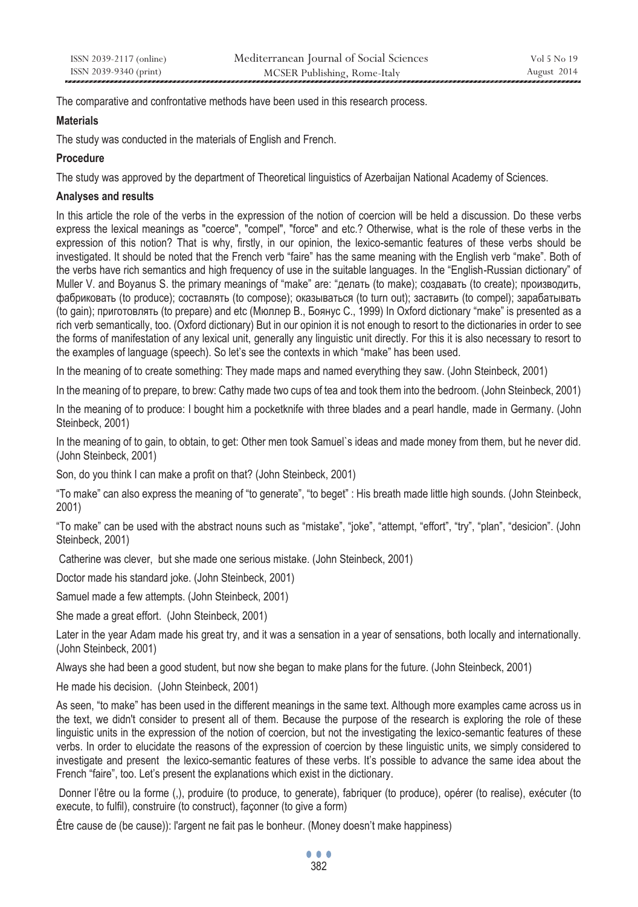The comparative and confrontative methods have been used in this research process.

**Materials**

The study was conducted in the materials of English and French.

**Procedure**

The study was approved by the department of Theoretical linguistics of Azerbaijan National Academy of Sciences.

**Analyses and results**

In this article the role of the verbs in the expression of the notion of coercion will be held a discussion. Do these verbs express the lexical meanings as "coerce", "compel", "force" and etc.? Otherwise, what is the role of these verbs in the expression of this notion? That is why, firstly, in our opinion, the lexico-semantic features of these verbs should be investigated. It should be noted that the French verb "faire" has the same meaning with the English verb "make". Both of the verbs have rich semantics and high frequency of use in the suitable languages. In the "English-Russian dictionary" of Muller V. and Boyanus S. the primary meanings of "make" are: "делать (to make); создавать (to create); производить, фабриковать (to produce); составлять (to compose); оказываться (to turn out); заставить (to compel); зарабатывать (to gain); приготовлять (to prepare) and etc (Мюллер В., Боянус С., 1999) In Oxford dictionary "make" is presented as a rich verb semantically, too. (Oxford dictionary) But in our opinion it is not enough to resort to the dictionaries in order to see the forms of manifestation of any lexical unit, generally any linguistic unit directly. For this it is also necessary to resort to the examples of language (speech). So let's see the contexts in which "make" has been used.

In the meaning of to create something: They made maps and named everything they saw. (John Steinbeck, 2001)

In the meaning of to prepare, to brew: Cathy made two cups of tea and took them into the bedroom. (John Steinbeck, 2001)

In the meaning of to produce: I bought him a pocketknife with three blades and a pearl handle, made in Germany. (John Steinbeck, 2001)

In the meaning of to gain, to obtain, to get: Other men took Samuel`s ideas and made money from them, but he never did. (John Steinbeck, 2001)

Son, do you think I can make a profit on that? (John Steinbeck, 2001)

"To make" can also express the meaning of "to generate", "to beget" : His breath made little high sounds. (John Steinbeck, 2001)

"To make" can be used with the abstract nouns such as "mistake", "joke", "attempt, "effort", "try", "plan", "desicion". (John Steinbeck, 2001)

Catherine was clever, but she made one serious mistake. (John Steinbeck, 2001)

Doctor made his standard joke. (John Steinbeck, 2001)

Samuel made a few attempts. (John Steinbeck, 2001)

She made a great effort. (John Steinbeck, 2001)

Later in the year Adam made his great try, and it was a sensation in a year of sensations, both locally and internationally. (John Steinbeck, 2001)

Always she had been a good student, but now she began to make plans for the future. (John Steinbeck, 2001)

He made his decision. (John Steinbeck, 2001)

As seen, "to make" has been used in the different meanings in the same text. Although more examples came across us in the text, we didn't consider to present all of them. Because the purpose of the research is exploring the role of these linguistic units in the expression of the notion of coercion, but not the investigating the lexico-semantic features of these verbs. In order to elucidate the reasons of the expression of coercion by these linguistic units, we simply considered to investigate and present the lexico-semantic features of these verbs. It's possible to advance the same idea about the French "faire", too. Let's present the explanations which exist in the dictionary.

Donner l'être ou la forme (,), produire (to produce, to generate), fabriquer (to produce), opérer (to realise), exécuter (to execute, to fulfil), construire (to construct), façonner (to give a form)

Être cause de (be cause)): l'argent ne fait pas le bonheur. (Money doesn't make happiness)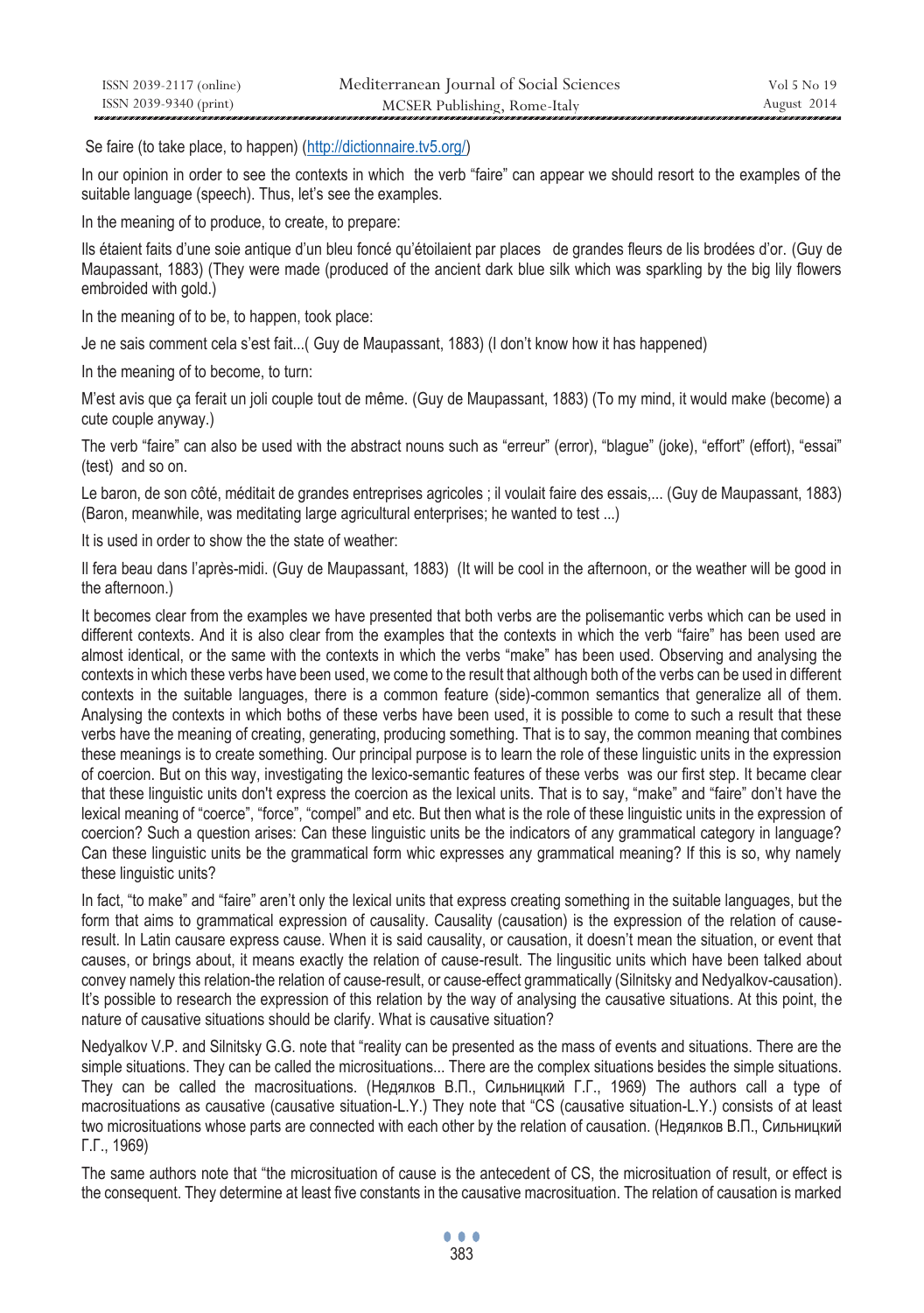Se faire (to take place, to happen) (http://dictionnaire.tv5.org/)

In our opinion in order to see the contexts in which the verb "faire" can appear we should resort to the examples of the suitable language (speech). Thus, let's see the examples.

In the meaning of to produce, to create, to prepare:

Ils étaient faits d'une soie antique d'un bleu foncé qu'étoilaient par places de grandes fleurs de lis brodées d'or. (Guy de Maupassant, 1883) (They were made (produced of the ancient dark blue silk which was sparkling by the big lily flowers embroided with gold.)

In the meaning of to be, to happen, took place:

Je ne sais comment cela s'est fait...( Guy de Maupassant, 1883) (I don't know how it has happened)

In the meaning of to become, to turn:

M'est avis que ça ferait un joli couple tout de même. (Guy de Maupassant, 1883) (To my mind, it would make (become) a cute couple anyway.)

The verb "faire" can also be used with the abstract nouns such as "erreur" (error), "blague" (joke), "effort" (effort), "essai" (test) and so on.

Le baron, de son côté, méditait de grandes entreprises agricoles ; il voulait faire des essais,... (Guy de Maupassant, 1883) (Baron, meanwhile, was meditating large agricultural enterprises; he wanted to test ...)

It is used in order to show the the state of weather:

Il fera beau dans l'après-midi. (Guy de Maupassant, 1883) (It will be cool in the afternoon, or the weather will be good in the afternoon.)

It becomes clear from the examples we have presented that both verbs are the polisemantic verbs which can be used in different contexts. And it is also clear from the examples that the contexts in which the verb "faire" has been used are almost identical, or the same with the contexts in which the verbs "make" has been used. Observing and analysing the contexts in which these verbs have been used, we come to the result that although both of the verbs can be used in different contexts in the suitable languages, there is a common feature (side)-common semantics that generalize all of them. Analysing the contexts in which boths of these verbs have been used, it is possible to come to such a result that these verbs have the meaning of creating, generating, producing something. That is to say, the common meaning that combines these meanings is to create something. Our principal purpose is to learn the role of these linguistic units in the expression of coercion. But on this way, investigating the lexico-semantic features of these verbs was our first step. It became clear that these linguistic units don't express the coercion as the lexical units. That is to say, "make" and "faire" don't have the lexical meaning of "coerce", "force", "compel" and etc. But then what is the role of these linguistic units in the expression of coercion? Such a question arises: Can these linguistic units be the indicators of any grammatical category in language? Can these linguistic units be the grammatical form whic expresses any grammatical meaning? If this is so, why namely these linguistic units?

In fact, "to make" and "faire" aren't only the lexical units that express creating something in the suitable languages, but the form that aims to grammatical expression of causality. Causality (causation) is the expression of the relation of cause-result. In Latin causare express cause. When it is said causality, or causation, it doesn't mean the situation, or event that causes, or brings about, it means exactly the relation of cause-result. The lingusitic units which have been talked about convey namely this relation-the relation of cause-result, or cause-effect grammatically (Silnitsky and Nedyalkov-causation). It's possible to research the expression of this relation by the way of analysing the causative situations. At this point, the nature of causative situations should be clarify. What is causative situation?

Nedyalkov V.P. and Silnitsky G.G. note that "reality can be presented as the mass of events and situations. There are the simple situations. They can be called the microsituations... There are the complex situations besides the simple situations. They can be called the macrosituations. (Недялков В.П., Сильницкий Г.Г., 1969) The authors call a type of macrosituations as causative (causative situation-L.Y.) They note that "CS (causative situation-L.Y.) consists of at least two microsituations whose parts are connected with each other by the relation of causation. (Недялков В.П., Сильницкий Г.Г., 1969)

The same authors note that "the microsituation of cause is the antecedent of CS, the microsituation of result, or effect is the consequent. They determine at least five constants in the causative macrosituation. The relation of causation is marked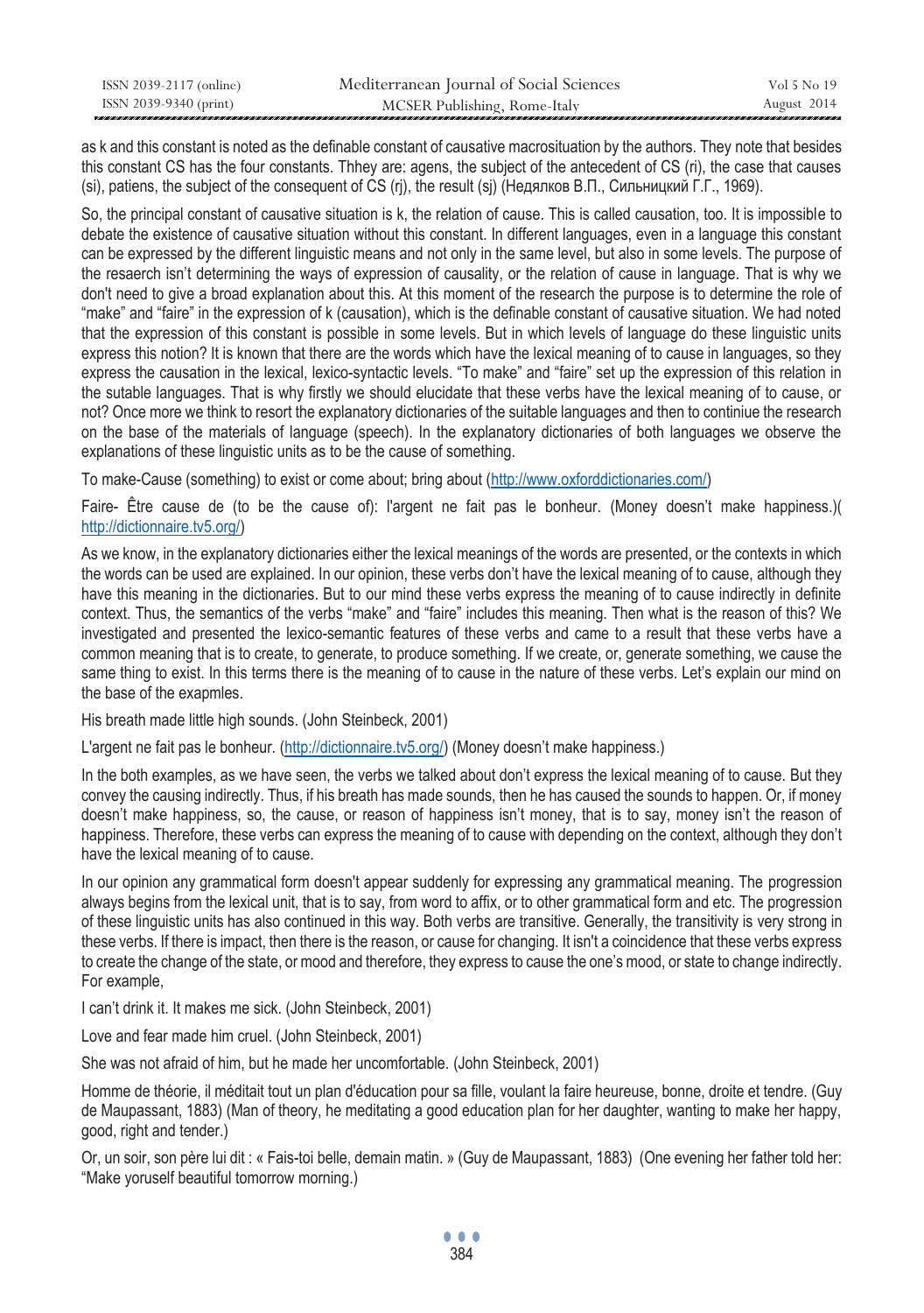as k and this constant is noted as the definable constant of causative macrosituation by the authors. They note that besides this constant CS has the four constants. Thhey are: agens, the subject of the antecedent of CS (ri), the case that causes (si), patiens, the subject of the consequent of CS (rj), the result (sj) (Недялков В.П., Сильницкий Г.Г., 1969).

So, the principal constant of causative situation is k, the relation of cause. This is called causation, too. It is impossible to debate the existence of causative situation without this constant. In different languages, even in a language this constant can be expressed by the different linguistic means and not only in the same level, but also in some levels. The purpose of the resaerch isn't determining the ways of expression of causality, or the relation of cause in language. That is why we don't need to give a broad explanation about this. At this moment of the research the purpose is to determine the role of "make" and "faire" in the expression of k (causation), which is the definable constant of causative situation. We had noted that the expression of this constant is possible in some levels. But in which levels of language do these linguistic units express this notion? It is known that there are the words which have the lexical meaning of to cause in languages, so they express the causation in the lexical, lexico-syntactic levels. "To make" and "faire" set up the expression of this relation in the sutable languages. That is why firstly we should elucidate that these verbs have the lexical meaning of to cause, or not? Once more we think to resort the explanatory dictionaries of the suitable languages and then to continiue the research on the base of the materials of language (speech). In the explanatory dictionaries of both languages we observe the explanations of these linguistic units as to be the cause of something.

To make-Cause (something) to exist or come about; bring about (http://www.oxforddictionaries.com/)

Faire- Être cause de (to be the cause of): l'argent ne fait pas le bonheur. (Money doesn't make happiness.)( http://dictionnaire.tv5.org/)

As we know, in the explanatory dictionaries either the lexical meanings of the words are presented, or the contexts in which the words can be used are explained. In our opinion, these verbs don't have the lexical meaning of to cause, although they have this meaning in the dictionaries. But to our mind these verbs express the meaning of to cause indirectly in definite context. Thus, the semantics of the verbs "make" and "faire" includes this meaning. Then what is the reason of this? We investigated and presented the lexico-semantic features of these verbs and came to a result that these verbs have a common meaning that is to create, to generate, to produce something. If we create, or, generate something, we cause the same thing to exist. In this terms there is the meaning of to cause in the nature of these verbs. Let's explain our mind on the base of the exapmles.

His breath made little high sounds. (John Steinbeck, 2001)

L'argent ne fait pas le bonheur. (http://dictionnaire.tv5.org/) (Money doesn't make happiness.)

In the both examples, as we have seen, the verbs we talked about don't express the lexical meaning of to cause. But they convey the causing indirectly. Thus, if his breath has made sounds, then he has caused the sounds to happen. Or, if money doesn't make happiness, so, the cause, or reason of happiness isn't money, that is to say, money isn't the reason of happiness. Therefore, these verbs can express the meaning of to cause with depending on the context, although they don't have the lexical meaning of to cause.

In our opinion any grammatical form doesn't appear suddenly for expressing any grammatical meaning. The progression always begins from the lexical unit, that is to say, from word to affix, or to other grammatical form and etc. The progression of these linguistic units has also continued in this way. Both verbs are transitive. Generally, the transitivity is very strong in these verbs. If there is impact, then there is the reason, or cause for changing. It isn't a coincidence that these verbs express to create the change of the state, or mood and therefore, they express to cause the one's mood, or state to change indirectly. For example,

I can't drink it. It makes me sick. (John Steinbeck, 2001)

Love and fear made him cruel. (John Steinbeck, 2001)

She was not afraid of him, but he made her uncomfortable. (John Steinbeck, 2001)

Homme de théorie, il méditait tout un plan d'éducation pour sa fille, voulant la faire heureuse, bonne, droite et tendre. (Guy de Maupassant, 1883) (Man of theory, he meditating a good education plan for her daughter, wanting to make her happy, good, right and tender.)

Or, un soir, son père lui dit : « Fais-toi belle, demain matin. » (Guy de Maupassant, 1883) (One evening her father told her: "Make yoruself beautiful tomorrow morning.)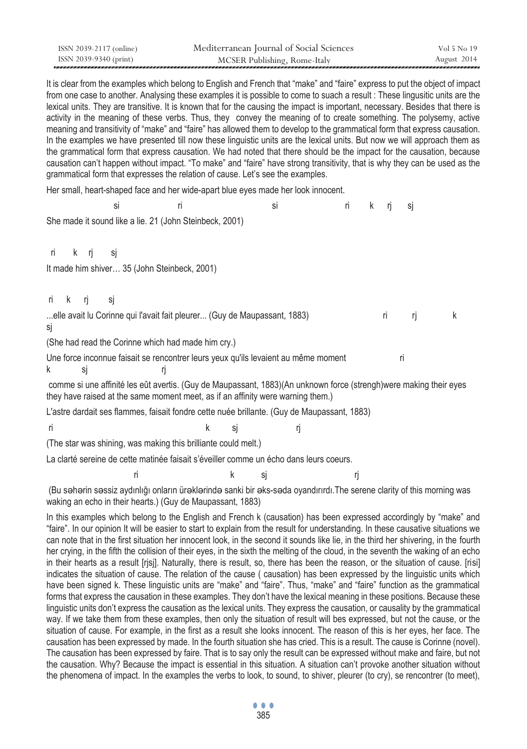It is clear from the examples which belong to English and French that "make" and "faire" express to put the object of impact from one case to another. Analysing these examples it is possible to come to suach a result : These lingusitic units are the lexical units. They are transitive. It is known that for the causing the impact is important, necessary. Besides that there is activity in the meaning of these verbs. Thus, they convey the meaning of to create something. The polysemy, active meaning and transitivity of "make" and "faire" has allowed them to develop to the grammatical form that express causation. In the examples we have presented till now these linguistic units are the lexical units. But now we will approach them as the grammatical form that express causation. We had noted that there should be the impact for the causation, because causation can't happen without impact. "To make" and "faire" have strong transitivity, that is why they can be used as the grammatical form that expresses the relation of cause. Let's see the examples.

Her small, heart-shaped face and her wide-apart blue eyes made her look innocent.

si ri si ri k rj sj

She made it sound like a lie. 21 (John Steinbeck, 2001)

ri k rj sj

It made him shiver… 35 (John Steinbeck, 2001)

ri k rj sj

...elle avait lu Corinne qui l'avait fait pleurer... (Guy de Maupassant, 1883) ri rj k sj

(She had read the Corinne which had made him cry.)

Une force inconnue faisait se rencontrer leurs yeux qu'ils levaient au même moment ri k sj rj comme si une affinité les eût avertis. (Guy de Maupassant, 1883)(An unknown force (strengh)were making their eyes they have raised at the same moment meet, as if an affinity were warning them.)

L'astre dardait ses flammes, faisait fondre cette nuée brillante. (Guy de Maupassant, 1883)

ri k sj rj

(The star was shining, was making this brilliante could melt.)

La clarté sereine de cette matinée faisait s'éveiller comme un écho dans leurs coeurs.

ri k sj rj

(Bu səhərin səssiz aydınlığı onların ürəklərində sanki bir əks-səda oyandırırdı.The serene clarity of this morning was waking an echo in their hearts.) (Guy de Maupassant, 1883)

In this examples which belong to the English and French k (causation) has been expressed accordingly by "make" and "faire". In our opinion It will be easier to start to explain from the result for understanding. In these causative situations we can note that in the first situation her innocent look, in the second it sounds like lie, in the third her shivering, in the fourth her crying, in the fifth the collision of their eyes, in the sixth the melting of the cloud, in the seventh the waking of an echo in their hearts as a result [rjsj]. Naturally, there is result, so, there has been the reason, or the situation of cause. [risi] indicates the situation of cause. The relation of the cause ( causation) has been expressed by the linguistic units which have been signed k. These linguistic units are "make" and "faire". Thus, "make" and "faire" function as the grammatical forms that express the causation in these examples. They don't have the lexical meaning in these positions. Because these linguistic units don't express the causation as the lexical units. They express the causation, or causality by the grammatical way. If we take them from these examples, then only the situation of result will bes expressed, but not the cause, or the situation of cause. For example, in the first as a result she looks innocent. The reason of this is her eyes, her face. The causation has been expressed by made. In the fourth situation she has cried. This is a result. The cause is Corinne (novel). The causation has been expressed by faire. That is to say only the result can be expressed without make and faire, but not the causation. Why? Because the impact is essential in this situation. A situation can't provoke another situation without the phenomena of impact. In the examples the verbs to look, to sound, to shiver, pleurer (to cry), se rencontrer (to meet),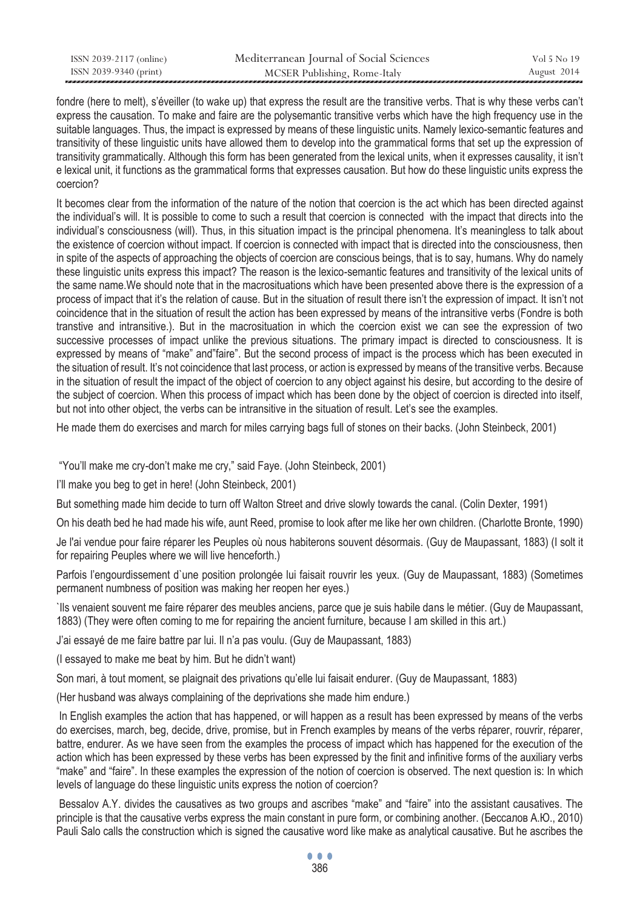fondre (here to melt), s'éveiller (to wake up) that express the result are the transitive verbs. That is why these verbs can't express the causation. To make and faire are the polysemantic transitive verbs which have the high frequency use in the suitable languages. Thus, the impact is expressed by means of these linguistic units. Namely lexico-semantic features and transitivity of these linguistic units have allowed them to develop into the grammatical forms that set up the expression of transitivity grammatically. Although this form has been generated from the lexical units, when it expresses causality, it isn't e lexical unit, it functions as the grammatical forms that expresses causation. But how do these linguistic units express the coercion?

It becomes clear from the information of the nature of the notion that coercion is the act which has been directed against the individual's will. It is possible to come to such a result that coercion is connected with the impact that directs into the individual's consciousness (will). Thus, in this situation impact is the principal phenomena. It's meaningless to talk about the existence of coercion without impact. If coercion is connected with impact that is directed into the consciousness, then in spite of the aspects of approaching the objects of coercion are conscious beings, that is to say, humans. Why do namely these linguistic units express this impact? The reason is the lexico-semantic features and transitivity of the lexical units of the same name.We should note that in the macrosituations which have been presented above there is the expression of a process of impact that it's the relation of cause. But in the situation of result there isn't the expression of impact. It isn't not coincidence that in the situation of result the action has been expressed by means of the intransitive verbs (Fondre is both transtive and intransitive.). But in the macrosituation in which the coercion exist we can see the expression of two successive processes of impact unlike the previous situations. The primary impact is directed to consciousness. It is expressed by means of "make" and"faire". But the second process of impact is the process which has been executed in the situation of result. It's not coincidence that last process, or action is expressed by means of the transitive verbs. Because in the situation of result the impact of the object of coercion to any object against his desire, but according to the desire of the subject of coercion. When this process of impact which has been done by the object of coercion is directed into itself, but not into other object, the verbs can be intransitive in the situation of result. Let's see the examples.

He made them do exercises and march for miles carrying bags full of stones on their backs. (John Steinbeck, 2001)

"You'll make me cry-don't make me cry," said Faye. (John Steinbeck, 2001)

I'll make you beg to get in here! (John Steinbeck, 2001)

But something made him decide to turn off Walton Street and drive slowly towards the canal. (Colin Dexter, 1991)

On his death bed he had made his wife, aunt Reed, promise to look after me like her own children. (Charlotte Bronte, 1990)

Je l'ai vendue pour faire réparer les Peuples où nous habiterons souvent désormais. (Guy de Maupassant, 1883) (I solt it for repairing Peuples where we will live henceforth.)

Parfois l'engourdissement d`une position prolongée lui faisait rouvrir les yeux. (Guy de Maupassant, 1883) (Sometimes permanent numbness of position was making her reopen her eyes.)

`Ils venaient souvent me faire réparer des meubles anciens, parce que je suis habile dans le métier. (Guy de Maupassant, 1883) (They were often coming to me for repairing the ancient furniture, because I am skilled in this art.)

J'ai essayé de me faire battre par lui. Il n'a pas voulu. (Guy de Maupassant, 1883)

(I essayed to make me beat by him. But he didn't want)

Son mari, à tout moment, se plaignait des privations qu'elle lui faisait endurer. (Guy de Maupassant, 1883)

(Her husband was always complaining of the deprivations she made him endure.)

In English examples the action that has happened, or will happen as a result has been expressed by means of the verbs do exercises, march, beg, decide, drive, promise, but in French examples by means of the verbs réparer, rouvrir, réparer, battre, endurer. As we have seen from the examples the process of impact which has happened for the execution of the action which has been expressed by these verbs has been expressed by the finit and infinitive forms of the auxiliary verbs "make" and "faire". In these examples the expression of the notion of coercion is observed. The next question is: In which levels of language do these linguistic units express the notion of coercion?

Bessalov A.Y. divides the causatives as two groups and ascribes "make" and "faire" into the assistant causatives. The principle is that the causative verbs express the main constant in pure form, or combining another. (Бессалов А.Ю., 2010) Pauli Salo calls the construction which is signed the causative word like make as analytical causative. But he ascribes the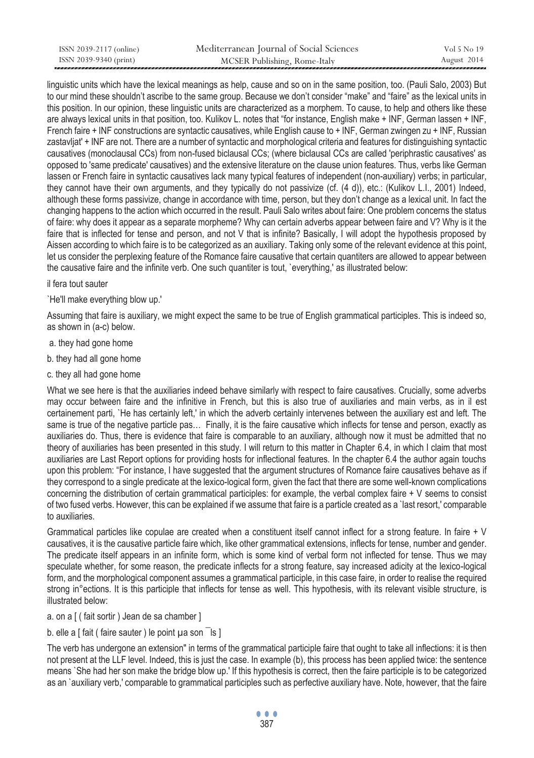linguistic units which have the lexical meanings as help, cause and so on in the same position, too. (Pauli Salo, 2003) But to our mind these shouldn't ascribe to the same group. Because we don't consider "make" and "faire" as the lexical units in this position. In our opinion, these linguistic units are characterized as a morphem. To cause, to help and others like these are always lexical units in that position, too. Kulikov L. notes that "for instance, English make + INF, German lassen + INF, French faire + INF constructions are syntactic causatives, while English cause to + INF, German zwingen zu + INF, Russian zastavljat' + INF are not. There are a number of syntactic and morphological criteria and features for distinguishing syntactic causatives (monoclausal CCs) from non-fused biclausal CCs; (where biclausal CCs are called 'periphrastic causatives' as opposed to 'same predicate' causatives) and the extensive literature on the clause union features. Thus, verbs like German lassen or French faire in syntactic causatives lack many typical features of independent (non-auxiliary) verbs; in particular, they cannot have their own arguments, and they typically do not passivize (cf. (4 d)), etc.: (Kulikov L.I., 2001) Indeed, although these forms passivize, change in accordance with time, person, but they don't change as a lexical unit. In fact the changing happens to the action which occurred in the result. Pauli Salo writes about faire: One problem concerns the status of faire: why does it appear as a separate morpheme? Why can certain adverbs appear between faire and V? Why is it the faire that is inflected for tense and person, and not V that is infinite? Basically, I will adopt the hypothesis proposed by Aissen according to which faire is to be categorized as an auxiliary. Taking only some of the relevant evidence at this point, let us consider the perplexing feature of the Romance faire causative that certain quantiters are allowed to appear between the causative faire and the infinite verb. One such quantiter is tout, `everything,' as illustrated below:

il fera tout sauter

`He'll make everything blow up.'

Assuming that faire is auxiliary, we might expect the same to be true of English grammatical participles. This is indeed so, as shown in (a-c) below.

a. they had gone home

b. they had all gone home

c. they all had gone home

What we see here is that the auxiliaries indeed behave similarly with respect to faire causatives. Crucially, some adverbs may occur between faire and the infinitive in French, but this is also true of auxiliaries and main verbs, as in il est certainement parti, `He has certainly left,' in which the adverb certainly intervenes between the auxiliary est and left. The same is true of the negative particle pas… Finally, it is the faire causative which inflects for tense and person, exactly as auxiliaries do. Thus, there is evidence that faire is comparable to an auxiliary, although now it must be admitted that no theory of auxiliaries has been presented in this study. I will return to this matter in Chapter 6.4, in which I claim that most auxiliaries are Last Report options for providing hosts for inflectional features. In the chapter 6.4 the author again touchs upon this problem: "For instance, I have suggested that the argument structures of Romance faire causatives behave as if they correspond to a single predicate at the lexico-logical form, given the fact that there are some well-known complications concerning the distribution of certain grammatical participles: for example, the verbal complex faire + V seems to consist of two fused verbs. However, this can be explained if we assume that faire is a particle created as a `last resort,' comparable to auxiliaries.

Grammatical particles like copulae are created when a constituent itself cannot inflect for a strong feature. In faire + V causatives, it is the causative particle faire which, like other grammatical extensions, inflects for tense, number and gender. The predicate itself appears in an infinite form, which is some kind of verbal form not inflected for tense. Thus we may speculate whether, for some reason, the predicate inflects for a strong feature, say increased adicity at the lexico-logical form, and the morphological component assumes a grammatical participle, in this case faire, in order to realise the required strong in°ections. It is this participle that inflects for tense as well. This hypothesis, with its relevant visible structure, is illustrated below:

a. on a [ ( fait sortir ) Jean de sa chamber ]

b. elle a [ fait ( faire sauter ) le point µa son ¯ls ]

The verb has undergone an extension" in terms of the grammatical participle faire that ought to take all inflections: it is then not present at the LLF level. Indeed, this is just the case. In example (b), this process has been applied twice: the sentence means `She had her son make the bridge blow up.' If this hypothesis is correct, then the faire participle is to be categorized as an `auxiliary verb,' comparable to grammatical participles such as perfective auxiliary have. Note, however, that the faire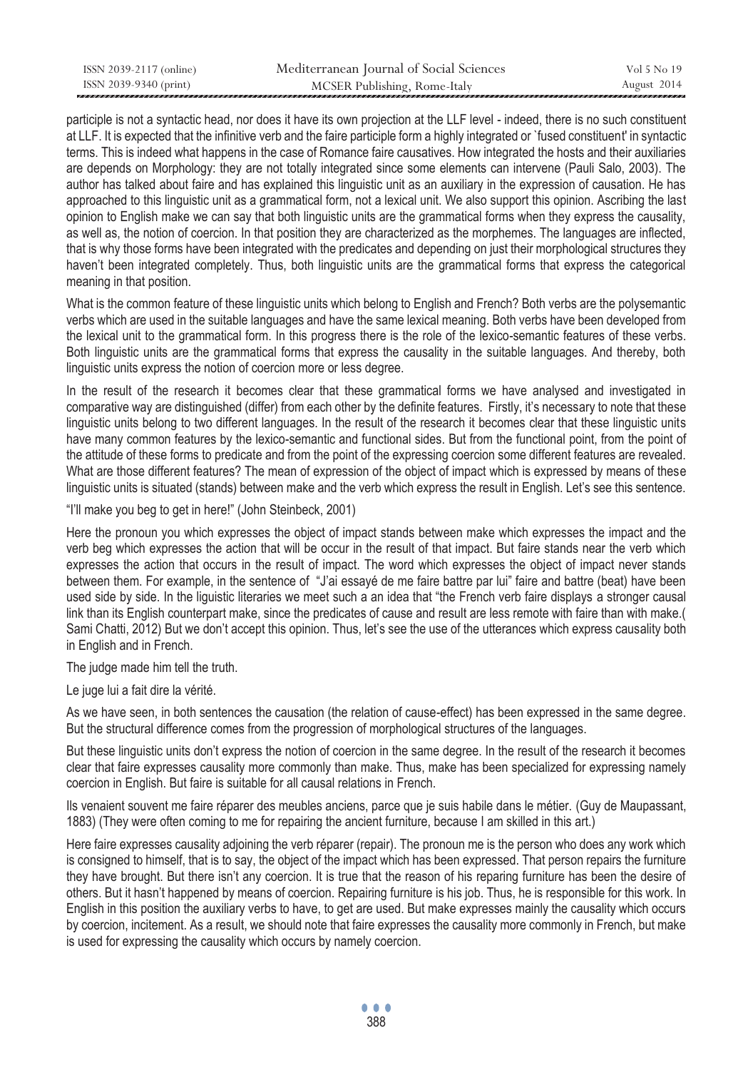participle is not a syntactic head, nor does it have its own projection at the LLF level - indeed, there is no such constituent at LLF. It is expected that the infinitive verb and the faire participle form a highly integrated or `fused constituent' in syntactic terms. This is indeed what happens in the case of Romance faire causatives. How integrated the hosts and their auxiliaries are depends on Morphology: they are not totally integrated since some elements can intervene (Pauli Salo, 2003). The author has talked about faire and has explained this linguistic unit as an auxiliary in the expression of causation. He has approached to this linguistic unit as a grammatical form, not a lexical unit. We also support this opinion. Ascribing the last opinion to English make we can say that both linguistic units are the grammatical forms when they express the causality, as well as, the notion of coercion. In that position they are characterized as the morphemes. The languages are inflected, that is why those forms have been integrated with the predicates and depending on just their morphological structures they haven't been integrated completely. Thus, both linguistic units are the grammatical forms that express the categorical meaning in that position.

What is the common feature of these linguistic units which belong to English and French? Both verbs are the polysemantic verbs which are used in the suitable languages and have the same lexical meaning. Both verbs have been developed from the lexical unit to the grammatical form. In this progress there is the role of the lexico-semantic features of these verbs. Both linguistic units are the grammatical forms that express the causality in the suitable languages. And thereby, both linguistic units express the notion of coercion more or less degree.

In the result of the research it becomes clear that these grammatical forms we have analysed and investigated in comparative way are distinguished (differ) from each other by the definite features. Firstly, it's necessary to note that these linguistic units belong to two different languages. In the result of the research it becomes clear that these linguistic units have many common features by the lexico-semantic and functional sides. But from the functional point, from the point of the attitude of these forms to predicate and from the point of the expressing coercion some different features are revealed. What are those different features? The mean of expression of the object of impact which is expressed by means of these linguistic units is situated (stands) between make and the verb which express the result in English. Let's see this sentence.

"I'll make you beg to get in here!" (John Steinbeck, 2001)

Here the pronoun you which expresses the object of impact stands between make which expresses the impact and the verb beg which expresses the action that will be occur in the result of that impact. But faire stands near the verb which expresses the action that occurs in the result of impact. The word which expresses the object of impact never stands between them. For example, in the sentence of "J'ai essayé de me faire battre par lui" faire and battre (beat) have been used side by side. In the liguistic literaries we meet such a an idea that "the French verb faire displays a stronger causal link than its English counterpart make, since the predicates of cause and result are less remote with faire than with make.( Sami Chatti, 2012) But we don't accept this opinion. Thus, let's see the use of the utterances which express causality both in English and in French.

The judge made him tell the truth.

Le juge lui a fait dire la vérité.

As we have seen, in both sentences the causation (the relation of cause-effect) has been expressed in the same degree. But the structural difference comes from the progression of morphological structures of the languages.

But these linguistic units don't express the notion of coercion in the same degree. In the result of the research it becomes clear that faire expresses causality more commonly than make. Thus, make has been specialized for expressing namely coercion in English. But faire is suitable for all causal relations in French.

Ils venaient souvent me faire réparer des meubles anciens, parce que je suis habile dans le métier. (Guy de Maupassant, 1883) (They were often coming to me for repairing the ancient furniture, because I am skilled in this art.)

Here faire expresses causality adjoining the verb réparer (repair). The pronoun me is the person who does any work which is consigned to himself, that is to say, the object of the impact which has been expressed. That person repairs the furniture they have brought. But there isn't any coercion. It is true that the reason of his reparing furniture has been the desire of others. But it hasn't happened by means of coercion. Repairing furniture is his job. Thus, he is responsible for this work. In English in this position the auxiliary verbs to have, to get are used. But make expresses mainly the causality which occurs by coercion, incitement. As a result, we should note that faire expresses the causality more commonly in French, but make is used for expressing the causality which occurs by namely coercion.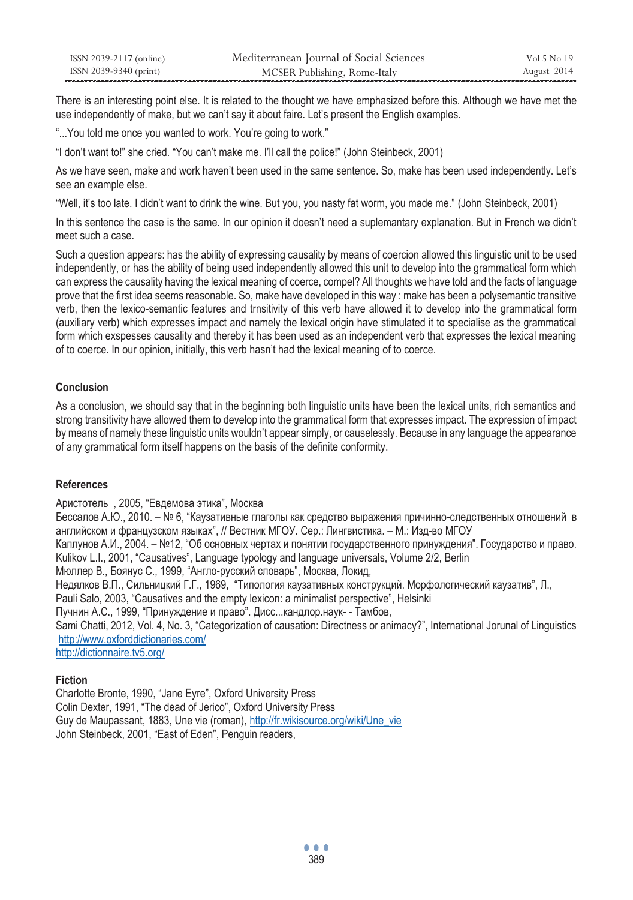There is an interesting point else. It is related to the thought we have emphasized before this. Although we have met the use independently of make, but we can't say it about faire. Let's present the English examples.

"...You told me once you wanted to work. You're going to work."

"I don't want to!" she cried. "You can't make me. I'll call the police!" (John Steinbeck, 2001)

As we have seen, make and work haven't been used in the same sentence. So, make has been used independently. Let's see an example else.

"Well, it's too late. I didn't want to drink the wine. But you, you nasty fat worm, you made me." (John Steinbeck, 2001)

In this sentence the case is the same. In our opinion it doesn't need a suplemantary explanation. But in French we didn't meet such a case.

Such a question appears: has the ability of expressing causality by means of coercion allowed this linguistic unit to be used independently, or has the ability of being used independently allowed this unit to develop into the grammatical form which can express the causality having the lexical meaning of coerce, compel? All thoughts we have told and the facts of language prove that the first idea seems reasonable. So, make have developed in this way : make has been a polysemantic transitive verb, then the lexico-semantic features and trnsitivity of this verb have allowed it to develop into the grammatical form (auxiliary verb) which expresses impact and namely the lexical origin have stimulated it to specialise as the grammatical form which exspesses causality and thereby it has been used as an independent verb that expresses the lexical meaning of to coerce. In our opinion, initially, this verb hasn't had the lexical meaning of to coerce.

## Conclusion

As a conclusion, we should say that in the beginning both linguistic units have been the lexical units, rich semantics and strong transitivity have allowed them to develop into the grammatical form that expresses impact. The expression of impact by means of namely these linguistic units wouldn't appear simply, or causelessly. Because in any language the appearance of any grammatical form itself happens on the basis of the definite conformity.

## References

Аристотель , 2005, "Евдемова этика", Москва

Бессалов А.Ю., 2010. – № 6, "Каузативные глаголы как средство выражения причинно-следственных отношений в английском и французском языках", // Вестник МГОУ. Сер.: Лингвистика. – М.: Изд-во МГОУ

Каплунов А.И., 2004. – №12, "Об основных чертах и понятии государственного принуждения". Государство и право.

Kulikov L.I., 2001, "Causatives", Language typology and language universals, Volume 2/2, Berlin

Мюллер В., Боянус С., 1999, "Англо-русский словарь", Москва, Локид,

Недялков В.П., Сильницкий Г.Г., 1969, "Типология каузативных конструкций. Морфологический каузатив", Л.,

Pauli Salo, 2003, "Causatives and the empty lexicon: a minimalist perspective", Helsinki

Пучнин А.С., 1999, "Принуждение и право". Дисс...кандлор.наук- - Тамбов,

Sami Chatti, 2012, Vol. 4, No. 3, "Categorization of causation: Directness or animacy?", International Jorunal of Linguistics

http://www.oxforddictionaries.com/

http://dictionnaire.tv5.org/

### Fiction

Charlotte Bronte, 1990, "Jane Eyre", Oxford University Press

Colin Dexter, 1991, "The dead of Jerico", Oxford University Press

Guy de Maupassant, 1883, Une vie (roman), http://fr.wikisource.org/wiki/Une_vie

John Steinbeck, 2001, "East of Eden", Penguin readers,